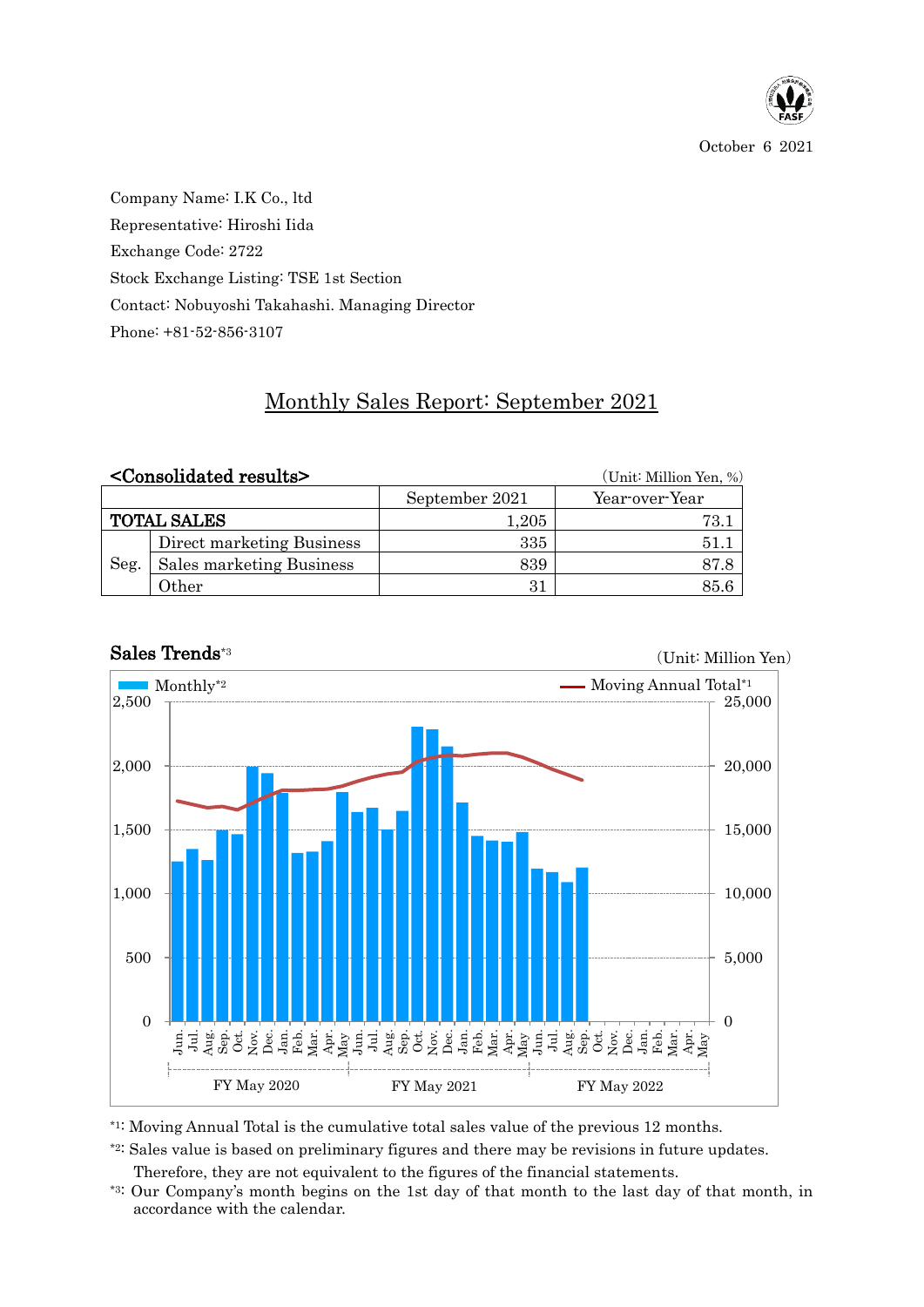October 6 2021

Company Name: I.K Co., ltd

Representative: Hiroshi Iida

Exchange Code: 2722

Stock Exchange Listing: TSE 1st Section

Contact: Nobuyoshi Takahashi. Managing Director

Phone: +81-52-856-3107

# Monthly Sales Report: September 2021

## <Consolidated results>

(Unit: Million Yen, %)

| | | September 2021 | Year-over-Year |
|---|---|---|---|
| TOTAL SALES | | 1,205 | 73.1 |
| Seg. | Direct marketing Business | 335 | 51.1 |
| | Sales marketing Business | 839 | 87.8 |
| | Other | 31 | 85.6 |

## Sales Trends[3]

(Unit: Million Yen)

*1: Moving Annual Total is the cumulative total sales value of the previous 12 months.

*2: Sales value is based on preliminary figures and there may be revisions in future updates. Therefore, they are not equivalent to the figures of the financial statements.

*3: Our Company's month begins on the 1st day of that month to the last day of that month, in accordance with the calendar.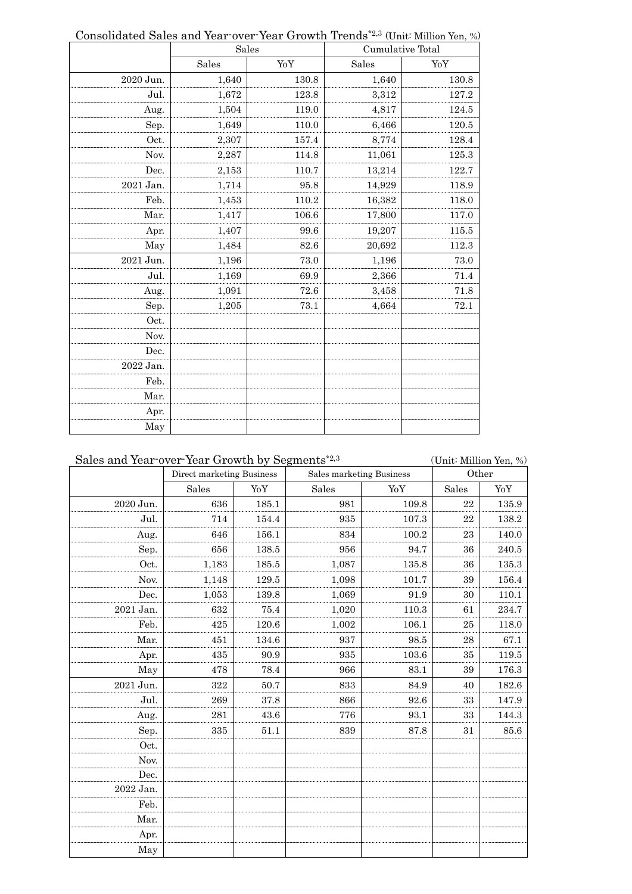Consolidated Sales and Year-over-Year Growth Trends[*2,3] (Unit: Million Yen, %)

| | Sales | | Cumulative Total | |
|---|---|---|---|---|
| | Sales | YoY | Sales | YoY |
| 2020 Jun. | 1,640 | 130.8 | 1,640 | 130.8 |
| Jul. | 1,672 | 123.8 | 3,312 | 127.2 |
| Aug. | 1,504 | 119.0 | 4,817 | 124.5 |
| Sep. | 1,649 | 110.0 | 6,466 | 120.5 |
| Oct. | 2,307 | 157.4 | 8,774 | 128.4 |
| Nov. | 2,287 | 114.8 | 11,061 | 125.3 |
| Dec. | 2,153 | 110.7 | 13,214 | 122.7 |
| 2021 Jan. | 1,714 | 95.8 | 14,929 | 118.9 |
| Feb. | 1,453 | 110.2 | 16,382 | 118.0 |
| Mar. | 1,417 | 106.6 | 17,800 | 117.0 |
| Apr. | 1,407 | 99.6 | 19,207 | 115.5 |
| May | 1,484 | 82.6 | 20,692 | 112.3 |
| 2021 Jun. | 1,196 | 73.0 | 1,196 | 73.0 |
| Jul. | 1,169 | 69.9 | 2,366 | 71.4 |
| Aug. | 1,091 | 72.6 | 3,458 | 71.8 |
| Sep. | 1,205 | 73.1 | 4,664 | 72.1 |
| Oct. | | | | |
| Nov. | | | | |
| Dec. | | | | |
| 2022 Jan. | | | | |
| Feb. | | | | |
| Mar. | | | | |
| Apr. | | | | |
| May | | | | |

Sales and Year-over-Year Growth by Segments[*2,3] (Unit: Million Yen, %)

| | Direct marketing Business | | Sales marketing Business | | Other | |
|---|---|---|---|---|---|---|
| | Sales | YoY | Sales | YoY | Sales | YoY |
| 2020 Jun. | 636 | 185.1 | 981 | 109.8 | 22 | 135.9 |
| Jul. | 714 | 154.4 | 935 | 107.3 | 22 | 138.2 |
| Aug. | 646 | 156.1 | 834 | 100.2 | 23 | 140.0 |
| Sep. | 656 | 138.5 | 956 | 94.7 | 36 | 240.5 |
| Oct. | 1,183 | 185.5 | 1,087 | 135.8 | 36 | 135.3 |
| Nov. | 1,148 | 129.5 | 1,098 | 101.7 | 39 | 156.4 |
| Dec. | 1,053 | 139.8 | 1,069 | 91.9 | 30 | 110.1 |
| 2021 Jan. | 632 | 75.4 | 1,020 | 110.3 | 61 | 234.7 |
| Feb. | 425 | 120.6 | 1,002 | 106.1 | 25 | 118.0 |
| Mar. | 451 | 134.6 | 937 | 98.5 | 28 | 67.1 |
| Apr. | 435 | 90.9 | 935 | 103.6 | 35 | 119.5 |
| May | 478 | 78.4 | 966 | 83.1 | 39 | 176.3 |
| 2021 Jun. | 322 | 50.7 | 833 | 84.9 | 40 | 182.6 |
| Jul. | 269 | 37.8 | 866 | 92.6 | 33 | 147.9 |
| Aug. | 281 | 43.6 | 776 | 93.1 | 33 | 144.3 |
| Sep. | 335 | 51.1 | 839 | 87.8 | 31 | 85.6 |
| Oct. | | | | | | |
| Nov. | | | | | | |
| Dec. | | | | | | |
| 2022 Jan. | | | | | | |
| Feb. | | | | | | |
| Mar. | | | | | | |
| Apr. | | | | | | |
| May | | | | | | |